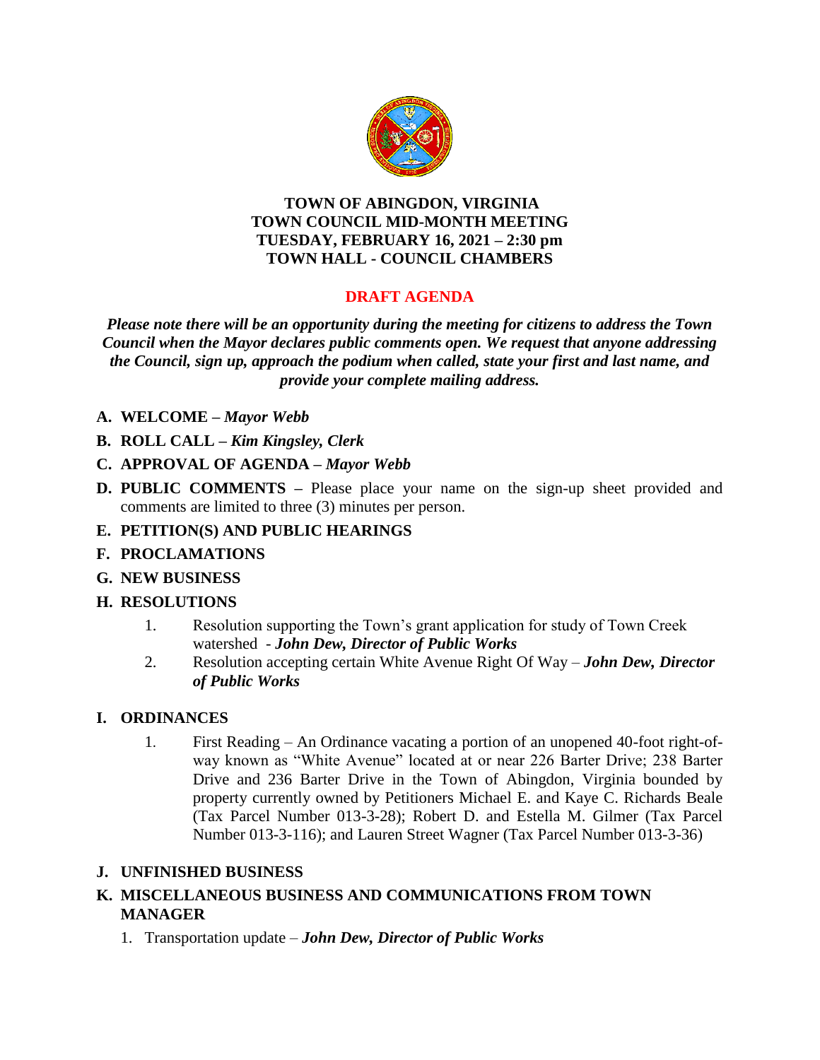**TOWN OF ABINGDON, VIRGINIA**
**TOWN COUNCIL MID-MONTH MEETING**
**TUESDAY, FEBRUARY 16, 2021 – 2:30 pm**
**TOWN HALL - COUNCIL CHAMBERS**

**DRAFT AGENDA**

***Please note there will be an opportunity during the meeting for citizens to address the Town Council when the Mayor declares public comments open. We request that anyone addressing the Council, sign up, approach the podium when called, state your first and last name, and provide your complete mailing address.***

**A. WELCOME –** ***Mayor Webb***

**B. ROLL CALL –** ***Kim Kingsley, Clerk***

**C. APPROVAL OF AGENDA –** ***Mayor Webb***

**D. PUBLIC COMMENTS –** Please place your name on the sign-up sheet provided and comments are limited to three (3) minutes per person.

**E. PETITION(S) AND PUBLIC HEARINGS**

**F. PROCLAMATIONS**

**G. NEW BUSINESS**

**H. RESOLUTIONS**

1. Resolution supporting the Town's grant application for study of Town Creek watershed - ***John Dew, Director of Public Works***
2. Resolution accepting certain White Avenue Right Of Way – ***John Dew, Director of Public Works***

**I. ORDINANCES**

1. First Reading – An Ordinance vacating a portion of an unopened 40-foot right-of-way known as "White Avenue" located at or near 226 Barter Drive; 238 Barter Drive and 236 Barter Drive in the Town of Abingdon, Virginia bounded by property currently owned by Petitioners Michael E. and Kaye C. Richards Beale (Tax Parcel Number 013-3-28); Robert D. and Estella M. Gilmer (Tax Parcel Number 013-3-116); and Lauren Street Wagner (Tax Parcel Number 013-3-36)

**J. UNFINISHED BUSINESS**

**K. MISCELLANEOUS BUSINESS AND COMMUNICATIONS FROM TOWN MANAGER**

1. Transportation update – ***John Dew, Director of Public Works***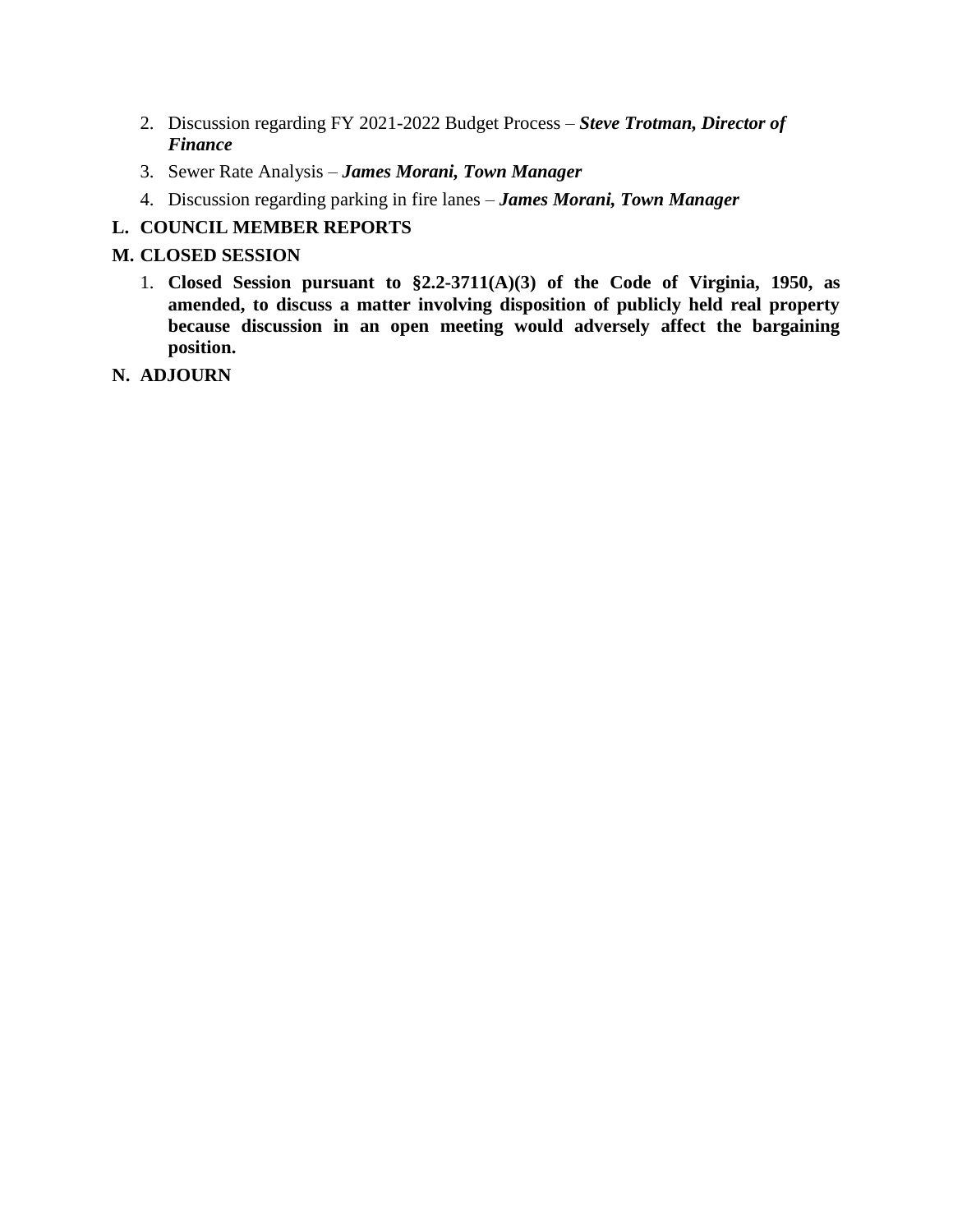2. Discussion regarding FY 2021-2022 Budget Process – ***Steve Trotman, Director of Finance***
3. Sewer Rate Analysis – ***James Morani, Town Manager***
4. Discussion regarding parking in fire lanes – ***James Morani, Town Manager***

**L. COUNCIL MEMBER REPORTS**

**M. CLOSED SESSION**

1. **Closed Session pursuant to §2.2-3711(A)(3) of the Code of Virginia, 1950, as amended, to discuss a matter involving disposition of publicly held real property because discussion in an open meeting would adversely affect the bargaining position.**

**N. ADJOURN**